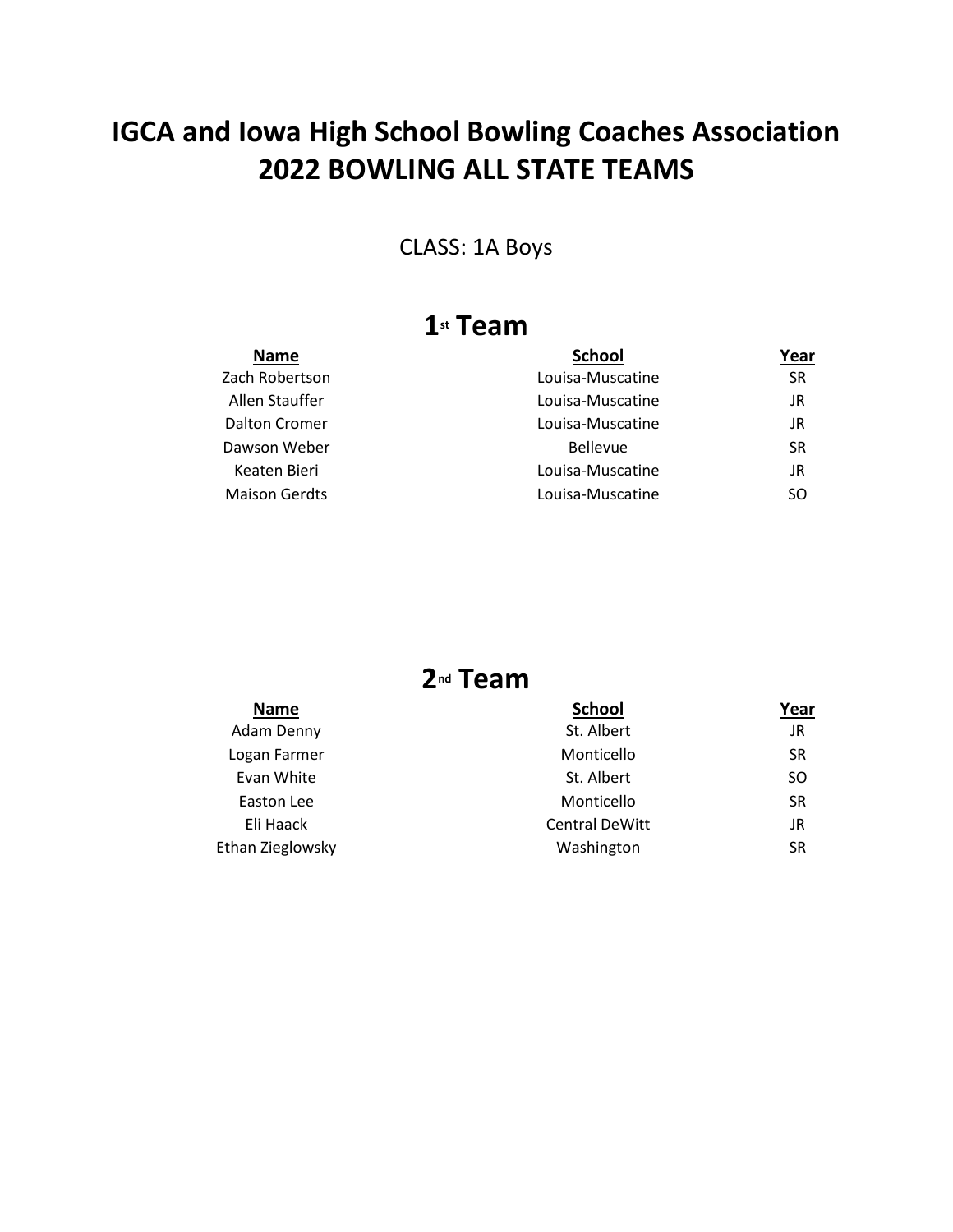# IGCA and Iowa High School Bowling Coaches Association
# 2022 BOWLING ALL STATE TEAMS

CLASS: 1A Boys

## 1st Team

| Name | School | Year |
| --- | --- | --- |
| Zach Robertson | Louisa-Muscatine | SR |
| Allen Stauffer | Louisa-Muscatine | JR |
| Dalton Cromer | Louisa-Muscatine | JR |
| Dawson Weber | Bellevue | SR |
| Keaten Bieri | Louisa-Muscatine | JR |
| Maison Gerdts | Louisa-Muscatine | SO |

## 2nd Team

| Name | School | Year |
| --- | --- | --- |
| Adam Denny | St. Albert | JR |
| Logan Farmer | Monticello | SR |
| Evan White | St. Albert | SO |
| Easton Lee | Monticello | SR |
| Eli Haack | Central DeWitt | JR |
| Ethan Zieglowsky | Washington | SR |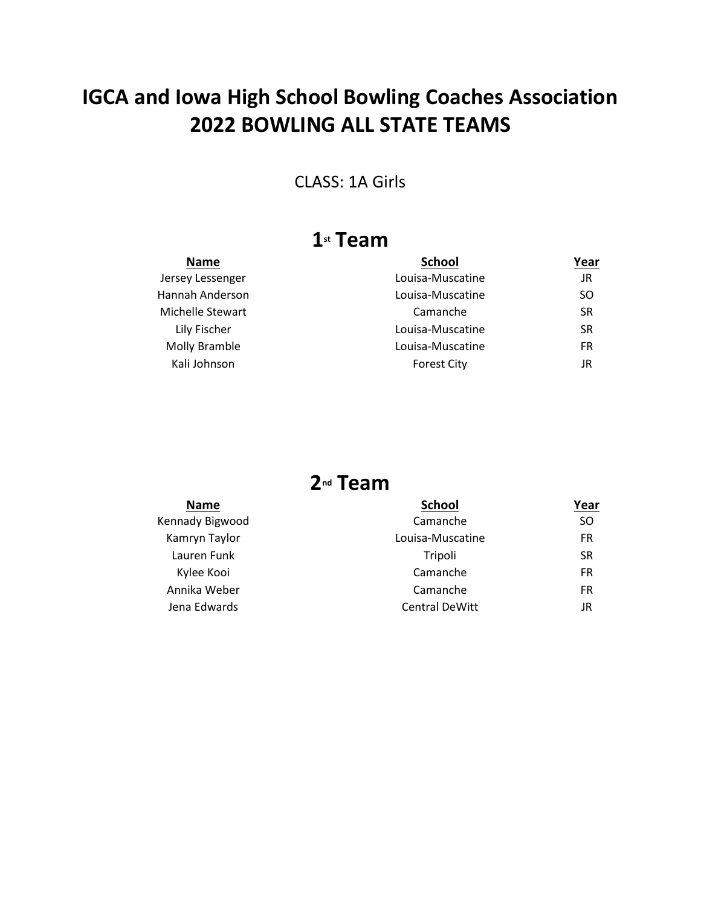# IGCA and Iowa High School Bowling Coaches Association
# 2022 BOWLING ALL STATE TEAMS

CLASS: 1A Girls

## 1st Team

| Name | School | Year |
|---|---|---|
| Jersey Lessenger | Louisa-Muscatine | JR |
| Hannah Anderson | Louisa-Muscatine | SO |
| Michelle Stewart | Camanche | SR |
| Lily Fischer | Louisa-Muscatine | SR |
| Molly Bramble | Louisa-Muscatine | FR |
| Kali Johnson | Forest City | JR |

## 2nd Team

| Name | School | Year |
|---|---|---|
| Kennady Bigwood | Camanche | SO |
| Kamryn Taylor | Louisa-Muscatine | FR |
| Lauren Funk | Tripoli | SR |
| Kylee Kooi | Camanche | FR |
| Annika Weber | Camanche | FR |
| Jena Edwards | Central DeWitt | JR |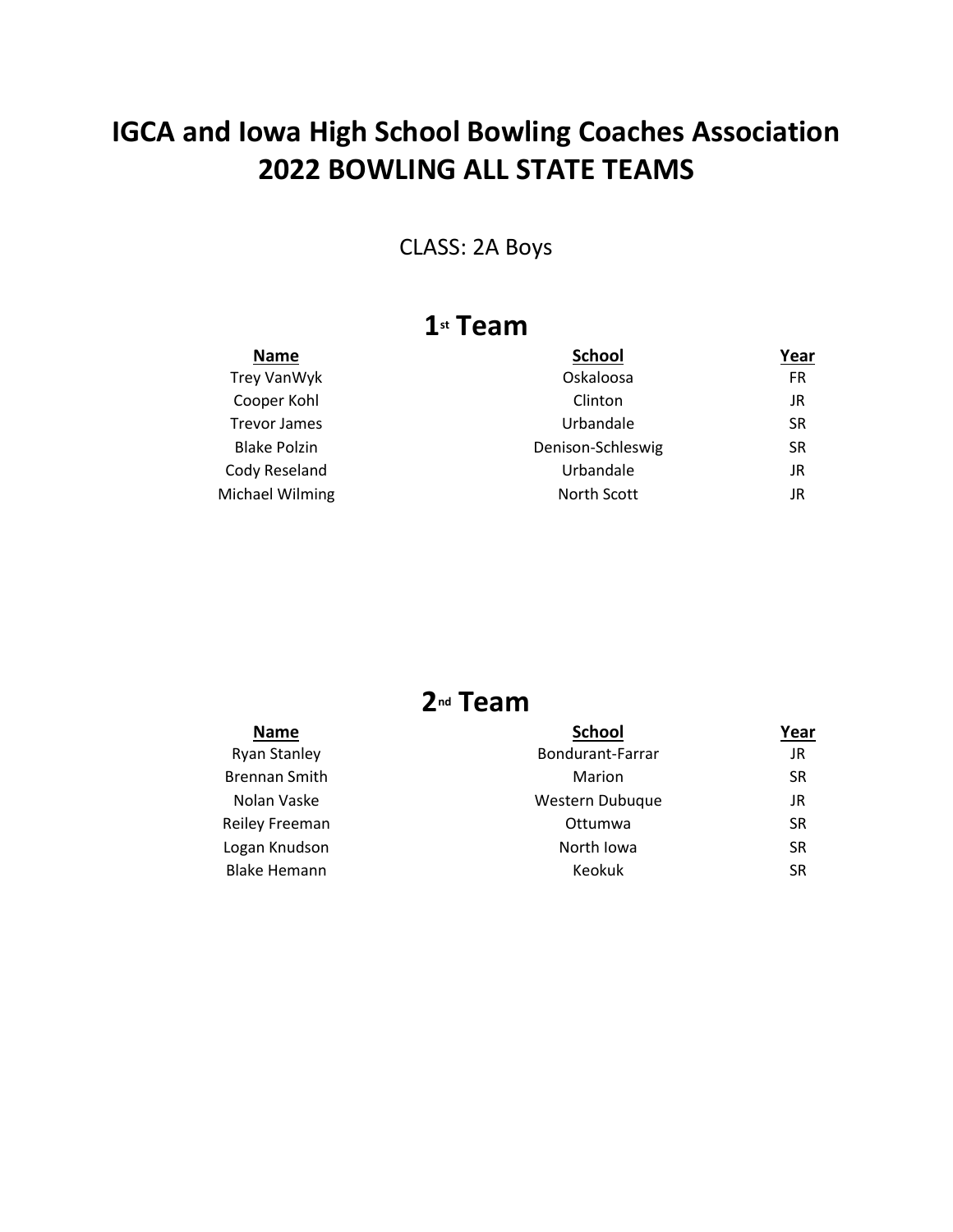# IGCA and Iowa High School Bowling Coaches Association
# 2022 BOWLING ALL STATE TEAMS

CLASS: 2A Boys

## 1st Team

| Name | School | Year |
|---|---|---|
| Trey VanWyk | Oskaloosa | FR |
| Cooper Kohl | Clinton | JR |
| Trevor James | Urbandale | SR |
| Blake Polzin | Denison-Schleswig | SR |
| Cody Reseland | Urbandale | JR |
| Michael Wilming | North Scott | JR |

## 2nd Team

| Name | School | Year |
|---|---|---|
| Ryan Stanley | Bondurant-Farrar | JR |
| Brennan Smith | Marion | SR |
| Nolan Vaske | Western Dubuque | JR |
| Reiley Freeman | Ottumwa | SR |
| Logan Knudson | North Iowa | SR |
| Blake Hemann | Keokuk | SR |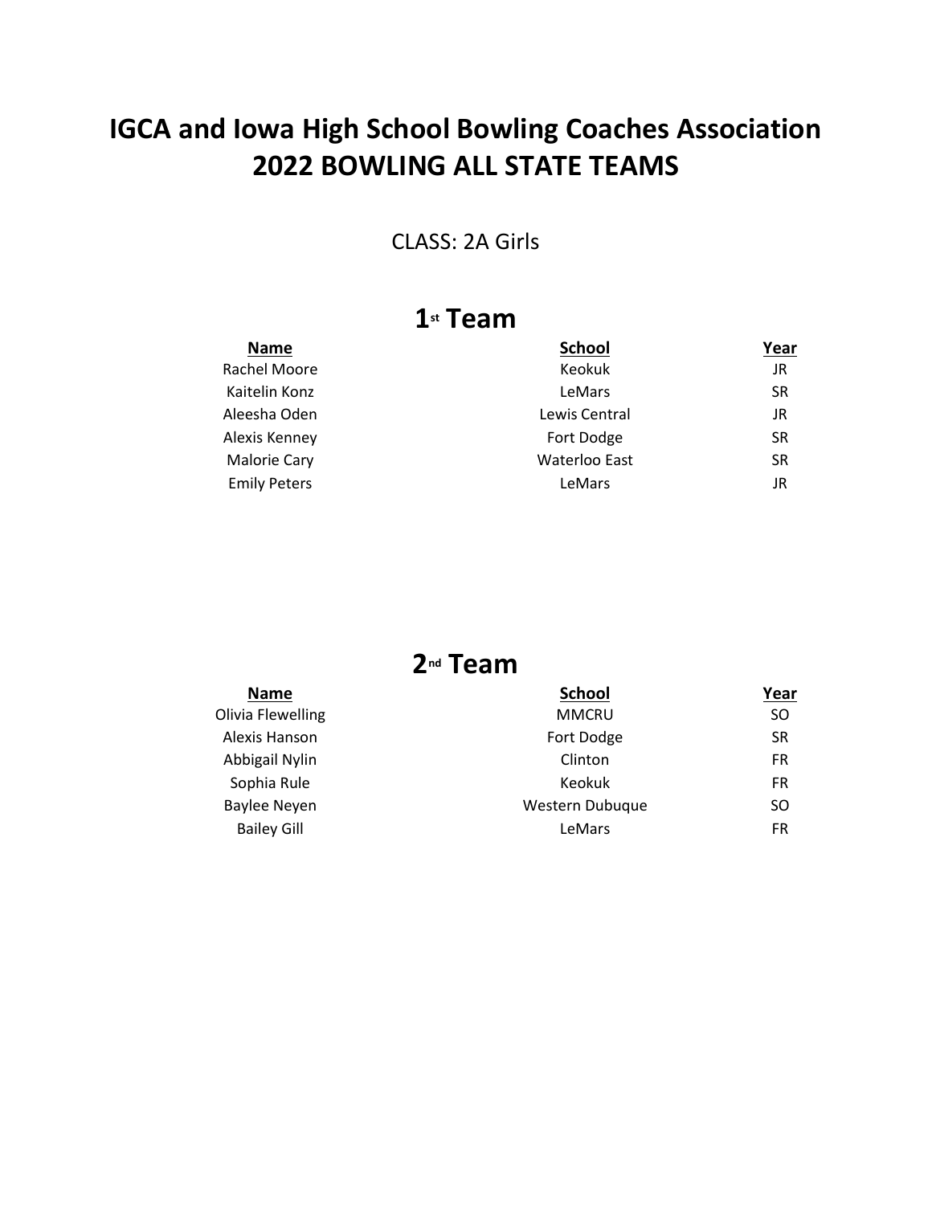# IGCA and Iowa High School Bowling Coaches Association
# 2022 BOWLING ALL STATE TEAMS

CLASS: 2A Girls

## 1st Team

| Name | School | Year |
|---|---|---|
| Rachel Moore | Keokuk | JR |
| Kaitelin Konz | LeMars | SR |
| Aleesha Oden | Lewis Central | JR |
| Alexis Kenney | Fort Dodge | SR |
| Malorie Cary | Waterloo East | SR |
| Emily Peters | LeMars | JR |

## 2nd Team

| Name | School | Year |
|---|---|---|
| Olivia Flewelling | MMCRU | SO |
| Alexis Hanson | Fort Dodge | SR |
| Abbigail Nylin | Clinton | FR |
| Sophia Rule | Keokuk | FR |
| Baylee Neyen | Western Dubuque | SO |
| Bailey Gill | LeMars | FR |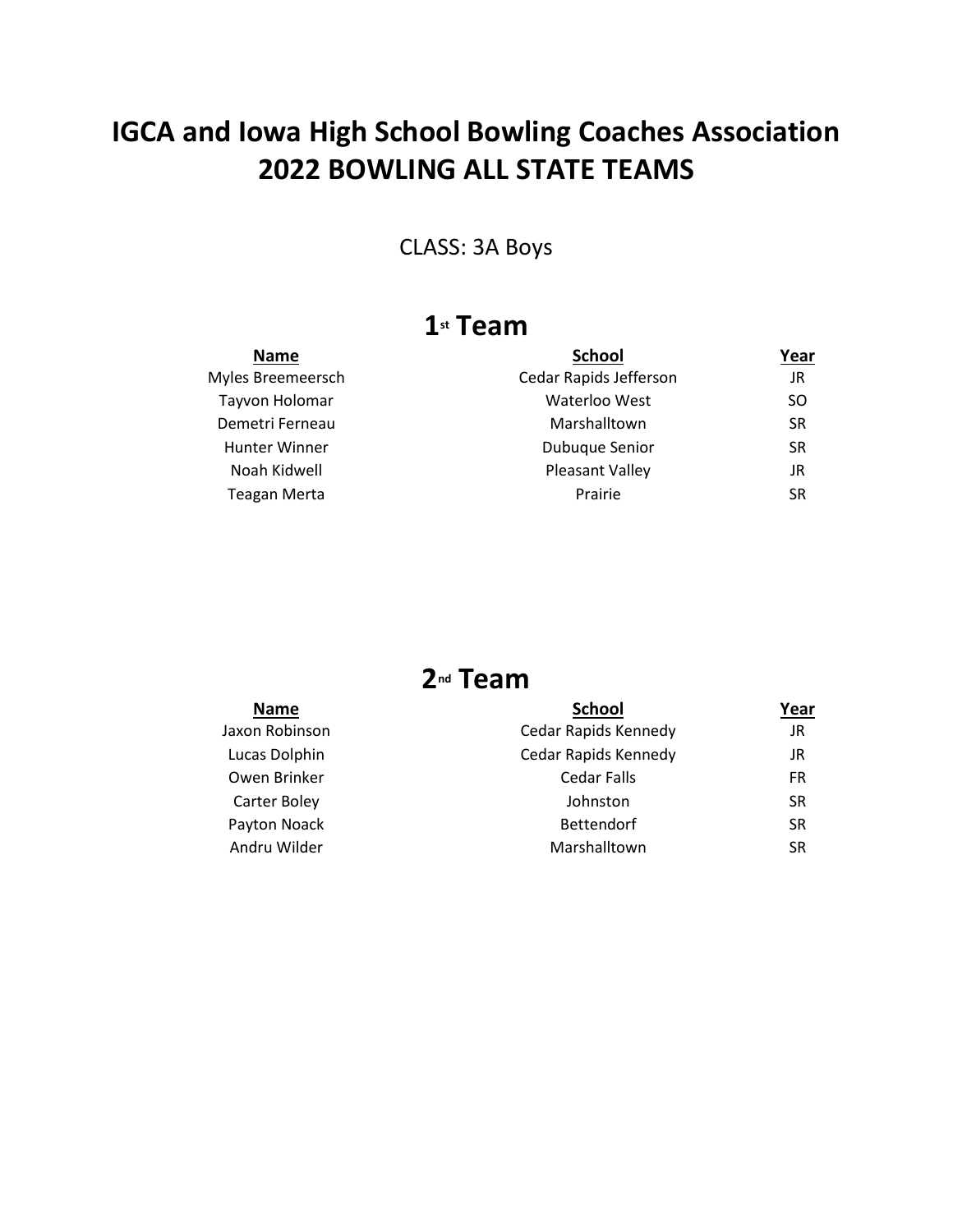# IGCA and Iowa High School Bowling Coaches Association
# 2022 BOWLING ALL STATE TEAMS

CLASS: 3A Boys

## 1st Team

| Name | School | Year |
| --- | --- | --- |
| Myles Breemeersch | Cedar Rapids Jefferson | JR |
| Tayvon Holomar | Waterloo West | SO |
| Demetri Ferneau | Marshalltown | SR |
| Hunter Winner | Dubuque Senior | SR |
| Noah Kidwell | Pleasant Valley | JR |
| Teagan Merta | Prairie | SR |

## 2nd Team

| Name | School | Year |
| --- | --- | --- |
| Jaxon Robinson | Cedar Rapids Kennedy | JR |
| Lucas Dolphin | Cedar Rapids Kennedy | JR |
| Owen Brinker | Cedar Falls | FR |
| Carter Boley | Johnston | SR |
| Payton Noack | Bettendorf | SR |
| Andru Wilder | Marshalltown | SR |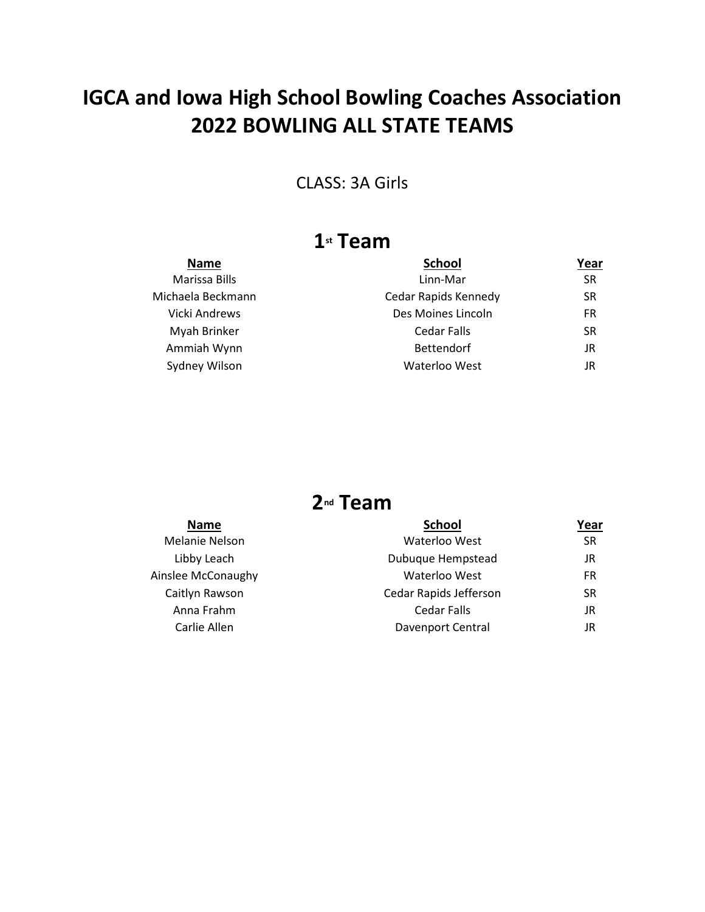# IGCA and Iowa High School Bowling Coaches Association
# 2022 BOWLING ALL STATE TEAMS

CLASS: 3A Girls

## 1st Team

| Name | School | Year |
|---|---|---|
| Marissa Bills | Linn-Mar | SR |
| Michaela Beckmann | Cedar Rapids Kennedy | SR |
| Vicki Andrews | Des Moines Lincoln | FR |
| Myah Brinker | Cedar Falls | SR |
| Ammiah Wynn | Bettendorf | JR |
| Sydney Wilson | Waterloo West | JR |

## 2nd Team

| Name | School | Year |
|---|---|---|
| Melanie Nelson | Waterloo West | SR |
| Libby Leach | Dubuque Hempstead | JR |
| Ainslee McConaughy | Waterloo West | FR |
| Caitlyn Rawson | Cedar Rapids Jefferson | SR |
| Anna Frahm | Cedar Falls | JR |
| Carlie Allen | Davenport Central | JR |